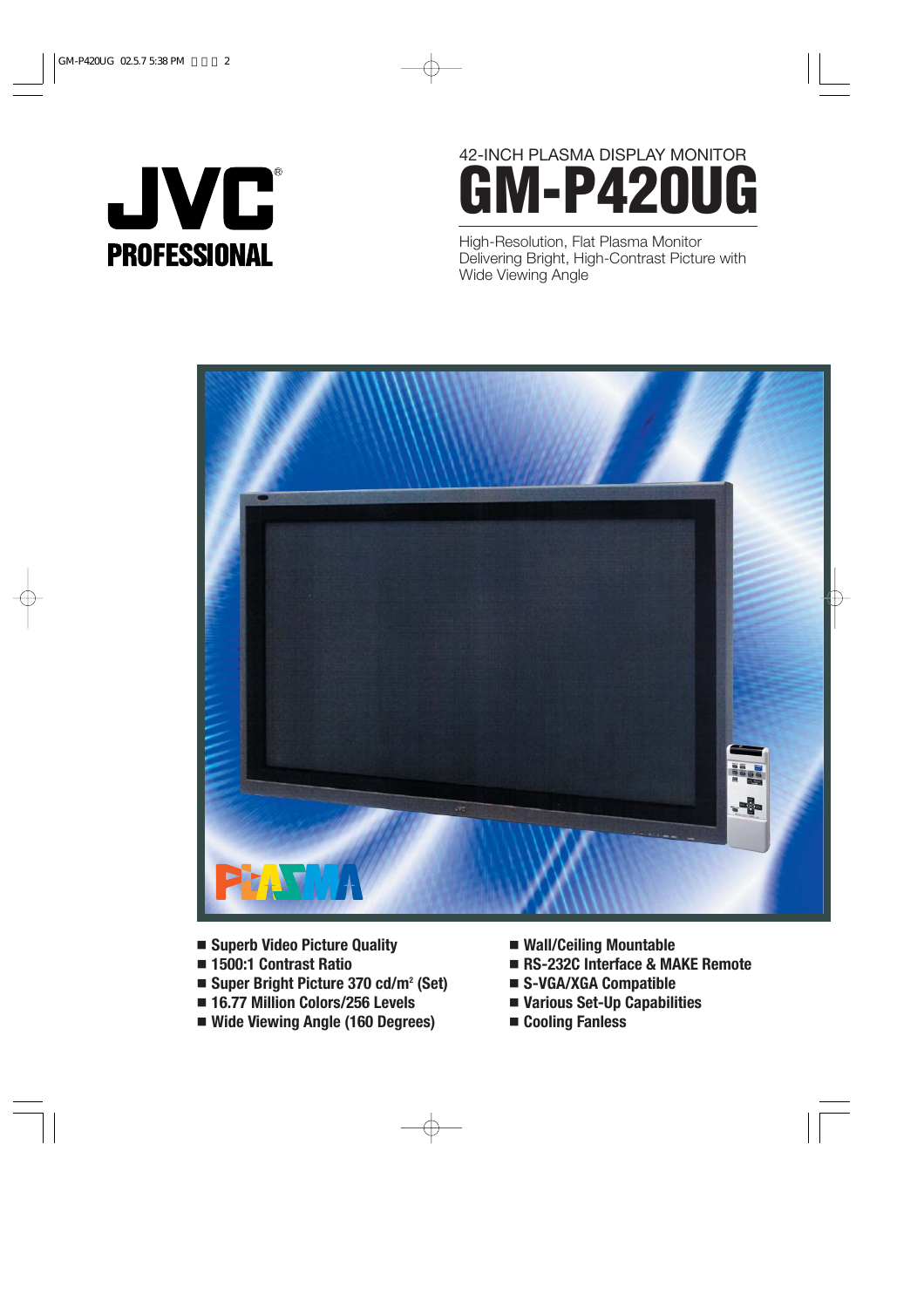JVC®
PROFESSIONAL

42-INCH PLASMA DISPLAY MONITOR

# GM-P420UG

High-Resolution, Flat Plasma Monitor Delivering Bright, High-Contrast Picture with Wide Viewing Angle

- Superb Video Picture Quality
- 1500:1 Contrast Ratio
- Super Bright Picture 370 cd/m² (Set)
- 16.77 Million Colors/256 Levels
- Wide Viewing Angle (160 Degrees)
- Wall/Ceiling Mountable
- RS-232C Interface & MAKE Remote
- S-VGA/XGA Compatible
- Various Set-Up Capabilities
- Cooling Fanless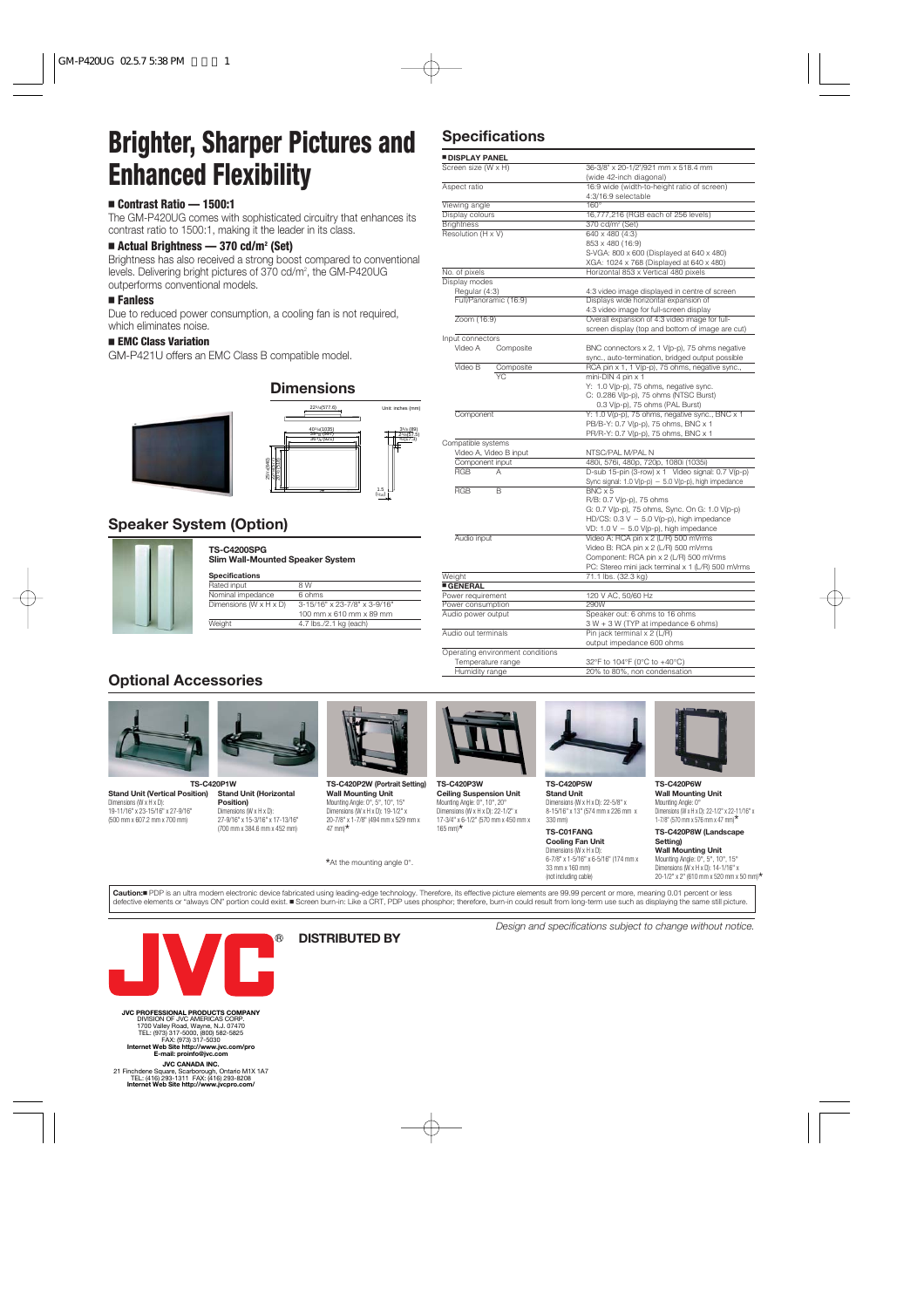# Brighter, Sharper Pictures and Enhanced Flexibility

### ■ Contrast Ratio — 1500:1

The GM-P420UG comes with sophisticated circuitry that enhances its contrast ratio to 1500:1, making it the leader in its class.

### ■ Actual Brightness — 370 cd/m² (Set)

Brightness has also received a strong boost compared to conventional levels. Delivering bright pictures of 370 cd/m², the GM-P420UG outperforms conventional models.

### ■ Fanless

Due to reduced power consumption, a cooling fan is not required, which eliminates noise.

### ■ EMC Class Variation

GM-P421U offers an EMC Class B compatible model.

## Dimensions

Unit: inches (mm)

22¹³⁄₁₆(577.6)

40¹³⁄₁₆(1035)

36³⁄₈(921)

25¹⁄₂(648)

20¹⁄₂(518.4)

3⁵⁄₈(89)

1.5 (38)

## Speaker System (Option)

**TS-C4200SPG**
**Slim Wall-Mounted Speaker System**

**Specifications**

| | |
|---|---|
| Rated input | 8 W |
| Nominal impedance | 6 ohms |
| Dimensions (W x H x D) | 3-15/16" x 23-7/8" x 3-9/16"<br>100 mm x 610 mm x 89 mm |
| Weight | 4.7 lbs./2.1 kg (each) |

## Specifications

| | | |
|---|---|---|
| **■ DISPLAY PANEL** | | |
| Screen size (W x H) | | 36-3/8" x 20-1/2"/921 mm x 518.4 mm (wide 42-inch diagonal) |
| Aspect ratio | | 16:9 wide (width-to-height ratio of screen) 4:3/16:9 selectable |
| Viewing angle | | 160° |
| Display colours | | 16,777,216 (RGB each of 256 levels) |
| Brightness | | 370 cd/m² (Set) |
| Resolution (H x V) | | 640 x 480 (4:3)<br>853 x 480 (16:9)<br>S-VGA: 800 x 600 (Displayed at 640 x 480)<br>XGA: 1024 x 768 (Displayed at 640 x 480) |
| No. of pixels | | Horizontal 853 x Vertical 480 pixels |
| Display modes | | |
| Regular (4:3) | | 4:3 video image displayed in centre of screen |
| Full/Panoramic (16:9) | | Displays wide horizontal expansion of 4:3 video image for full-screen display |
| Zoom (16:9) | | Overall expansion of 4:3 video image for full-screen display (top and bottom of image are cut) |
| Input connectors | | |
| Video A | Composite | BNC connectors x 2, 1 V(p-p), 75 ohms negative sync., auto-termination, bridged output possible |
| Video B | Composite | RCA pin x 1, 1 V(p-p), 75 ohms, negative sync., |
| | Y/C | mini-DIN 4 pin x 1<br>Y: 1.0 V(p-p), 75 ohms, negative sync.<br>C: 0.286 V(p-p), 75 ohms (NTSC Burst)<br>0.3 V(p-p), 75 ohms (PAL Burst) |
| Component | | Y: 1.0 V(p-p), 75 ohms, negative sync., BNC x 1<br>PB/B-Y: 0.7 V(p-p), 75 ohms, BNC x 1<br>PR/R-Y: 0.7 V(p-p), 75 ohms, BNC x 1 |
| Compatible systems | | |
| Video A, Video B input | | NTSC/PAL M/PAL N |
| Component input | | 480i, 576i, 480p, 720p, 1080i (1035i) |
| RGB | A | D-sub 15-pin (3-row) x 1 Video signal: 0.7 V(p-p)<br>Sync signal: 1.0 V(p-p) – 5.0 V(p-p), high impedance |
| RGB | B | BNC x 5<br>R/B: 0.7 V(p-p), 75 ohms<br>G: 0.7 V(p-p), 75 ohms, Sync. On G: 1.0 V(p-p)<br>HD/CS: 0.3 V – 5.0 V(p-p), high impedance<br>VD: 1.0 V – 5.0 V(p-p), high impedance |
| Audio input | | Video A: RCA pin x 2 (L/R) 500 mVrms<br>Video B: RCA pin x 2 (L/R) 500 mVrms<br>Component: RCA pin x 2 (L/R) 500 mVrms<br>PC: Stereo mini jack terminal x 1 (L/R) 500 mVrms |
| Weight | | 71.1 lbs. (32.3 kg) |
| **■ GENERAL** | | |
| Power requirement | | 120 V AC, 50/60 Hz |
| Power consumption | | 290W |
| Audio power output | | Speaker out: 6 ohms to 16 ohms<br>3 W + 3 W (TYP at impedance 6 ohms) |
| Audio out terminals | | Pin jack terminal x 2 (L/R)<br>output impedance 600 ohms |
| Operating environment conditions | | |
| Temperature range | | 32°F to 104°F (0°C to +40°C) |
| Humidity range | | 20% to 80%, non condensation |

## Optional Accessories

**TS-C420P1W**

**Stand Unit (Vertical Position)**
Dimensions (W x H x D):
19-11/16" x 23-15/16" x 27-9/16" (500 mm x 607.2 mm x 700 mm)

**Stand Unit (Horizontal Position)**
Dimensions (W x H x D):
27-9/16" x 15-3/16" x 17-13/16" (700 mm x 384.6 mm x 452 mm)

**TS-C420P2W (Portrait Setting)**
**Wall Mounting Unit**
Mounting Angle: 0°, 5°, 10°, 15°
Dimensions (W x H x D): 19-1/2" x 20-7/8" x 1-7/8" (494 mm x 529 mm x 47 mm)*

**TS-C420P3W**
**Ceiling Suspension Unit**
Mounting Angle: 0°, 10°, 20°
Dimensions (W x H x D): 22-1/2" x 17-3/4" x 6-1/2" (570 mm x 450 mm x 165 mm)*

**TS-C420P5W**
**Stand Unit**
Dimensions (W x H x D): 22-5/8" x 8-15/16" x 13" (574 mm x 226 mm x 330 mm)

**TS-C01FANG**
**Cooling Fan Unit**
Dimensions (W x H x D):
6-7/8" x 1-5/16" x 6-5/16" (174 mm x 33 mm x 160 mm)
(not including cable)

**TS-C420P6W**
**Wall Mounting Unit**
Mounting Angle: 0°
Dimensions (W x H x D): 22-1/2" x 22-11/16" x 1-7/8" (570 mm x 576 mm x 47 mm)*

**TS-C420P8W (Landscape Setting)**
**Wall Mounting Unit**
Mounting Angle: 0°, 5°, 10°, 15°
Dimensions (W x H x D): 14-1/16" x 20-1/2" x 2" (610 mm x 520 mm x 50 mm)*

*At the mounting angle 0°.

**Caution:**■ PDP is an ultra modern electronic device fabricated using leading-edge technology. Therefore, its effective picture elements are 99.99 percent or more, meaning 0.01 percent or less defective elements or "always ON" portion could exist. ■ Screen burn-in: Like a CRT, PDP uses phosphor; therefore, burn-in could result from long-term use such as displaying the same still picture.

*Design and specifications subject to change without notice.*

JVC®

**DISTRIBUTED BY**

**JVC PROFESSIONAL PRODUCTS COMPANY**
DIVISION OF JVC AMERICAS CORP.
1700 Valley Road, Wayne, N.J. 07470
TEL: (973) 317-5000, (800) 582-5825
FAX: (973) 317-5030
**Internet Web Site http://www.jvc.com/pro**
**E-mail: proinfo@jvc.com**

**JVC CANADA INC.**
21 Finchdene Square, Scarborough, Ontario M1X 1A7
TEL: (416) 293-1311 FAX: (416) 293-8208
**Internet Web Site http://www.jvcpro.com/**